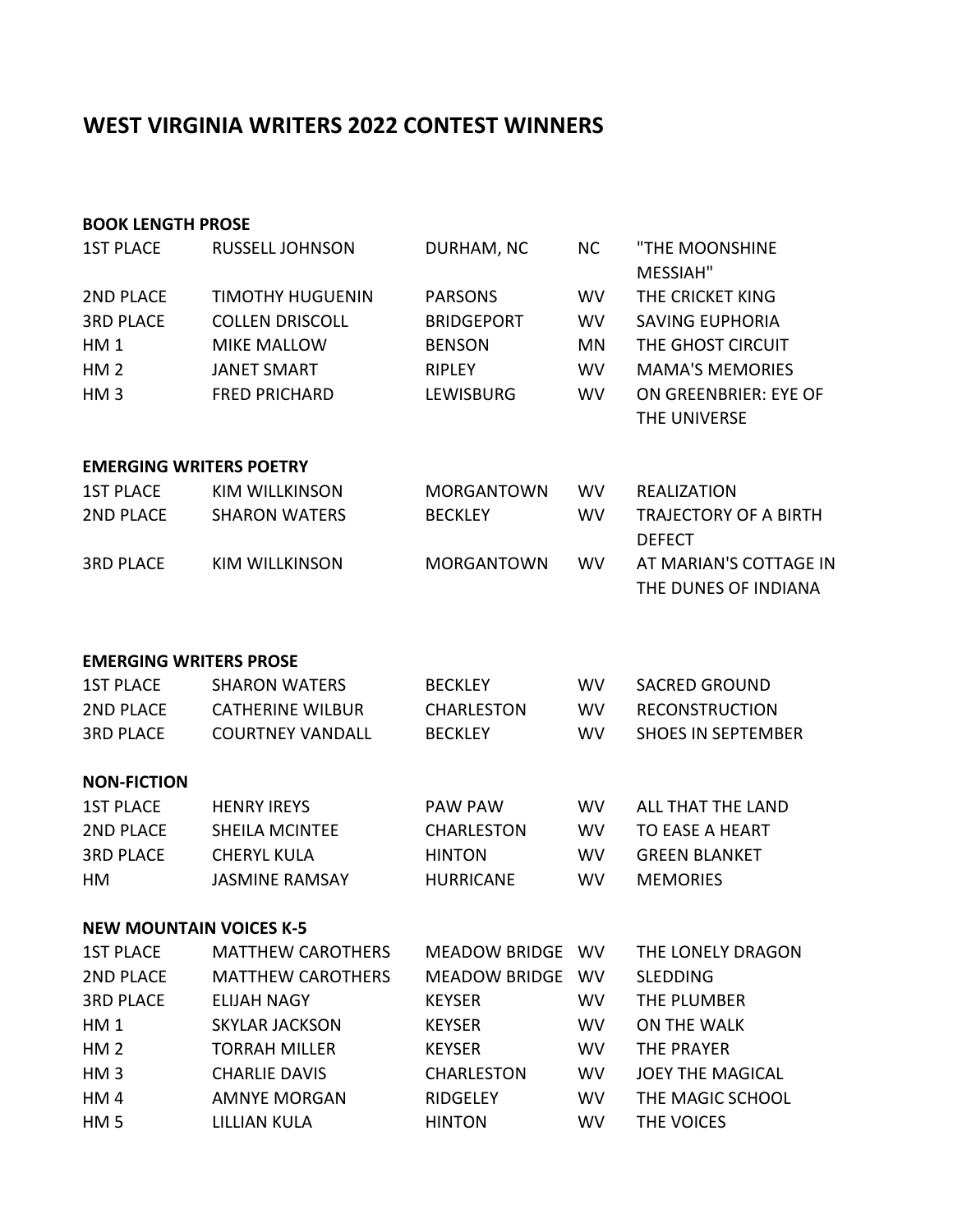# WEST VIRGINIA WRITERS 2022 CONTEST WINNERS

**BOOK LENGTH PROSE**

| | | | | |
|---|---|---|---|---|
| 1ST PLACE | RUSSELL JOHNSON | DURHAM, NC | NC | "THE MOONSHINE MESSIAH" |
| 2ND PLACE | TIMOTHY HUGUENIN | PARSONS | WV | THE CRICKET KING |
| 3RD PLACE | COLLEN DRISCOLL | BRIDGEPORT | WV | SAVING EUPHORIA |
| HM 1 | MIKE MALLOW | BENSON | MN | THE GHOST CIRCUIT |
| HM 2 | JANET SMART | RIPLEY | WV | MAMA'S MEMORIES |
| HM 3 | FRED PRICHARD | LEWISBURG | WV | ON GREENBRIER: EYE OF THE UNIVERSE |

**EMERGING WRITERS POETRY**

| | | | | |
|---|---|---|---|---|
| 1ST PLACE | KIM WILLKINSON | MORGANTOWN | WV | REALIZATION |
| 2ND PLACE | SHARON WATERS | BECKLEY | WV | TRAJECTORY OF A BIRTH DEFECT |
| 3RD PLACE | KIM WILLKINSON | MORGANTOWN | WV | AT MARIAN'S COTTAGE IN THE DUNES OF INDIANA |

**EMERGING WRITERS PROSE**

| | | | | |
|---|---|---|---|---|
| 1ST PLACE | SHARON WATERS | BECKLEY | WV | SACRED GROUND |
| 2ND PLACE | CATHERINE WILBUR | CHARLESTON | WV | RECONSTRUCTION |
| 3RD PLACE | COURTNEY VANDALL | BECKLEY | WV | SHOES IN SEPTEMBER |

**NON-FICTION**

| | | | | |
|---|---|---|---|---|
| 1ST PLACE | HENRY IREYS | PAW PAW | WV | ALL THAT THE LAND |
| 2ND PLACE | SHEILA MCINTEE | CHARLESTON | WV | TO EASE A HEART |
| 3RD PLACE | CHERYL KULA | HINTON | WV | GREEN BLANKET |
| HM | JASMINE RAMSAY | HURRICANE | WV | MEMORIES |

**NEW MOUNTAIN VOICES K-5**

| | | | | |
|---|---|---|---|---|
| 1ST PLACE | MATTHEW CAROTHERS | MEADOW BRIDGE | WV | THE LONELY DRAGON |
| 2ND PLACE | MATTHEW CAROTHERS | MEADOW BRIDGE | WV | SLEDDING |
| 3RD PLACE | ELIJAH NAGY | KEYSER | WV | THE PLUMBER |
| HM 1 | SKYLAR JACKSON | KEYSER | WV | ON THE WALK |
| HM 2 | TORRAH MILLER | KEYSER | WV | THE PRAYER |
| HM 3 | CHARLIE DAVIS | CHARLESTON | WV | JOEY THE MAGICAL |
| HM 4 | AMNYE MORGAN | RIDGELEY | WV | THE MAGIC SCHOOL |
| HM 5 | LILLIAN KULA | HINTON | WV | THE VOICES |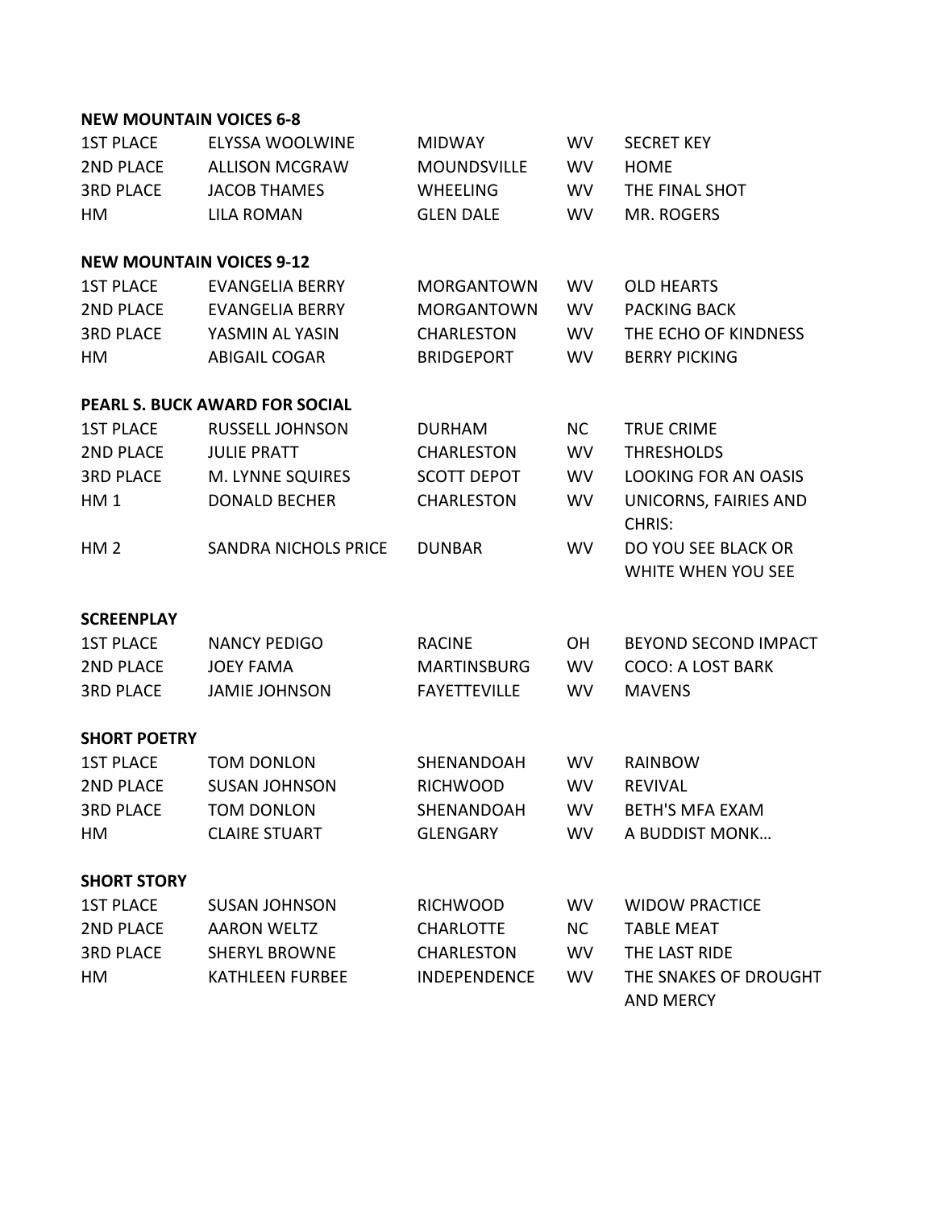**NEW MOUNTAIN VOICES 6-8**

| | | | | |
|---|---|---|---|---|
| 1ST PLACE | ELYSSA WOOLWINE | MIDWAY | WV | SECRET KEY |
| 2ND PLACE | ALLISON MCGRAW | MOUNDSVILLE | WV | HOME |
| 3RD PLACE | JACOB THAMES | WHEELING | WV | THE FINAL SHOT |
| HM | LILA ROMAN | GLEN DALE | WV | MR. ROGERS |

**NEW MOUNTAIN VOICES 9-12**

| | | | | |
|---|---|---|---|---|
| 1ST PLACE | EVANGELIA BERRY | MORGANTOWN | WV | OLD HEARTS |
| 2ND PLACE | EVANGELIA BERRY | MORGANTOWN | WV | PACKING BACK |
| 3RD PLACE | YASMIN AL YASIN | CHARLESTON | WV | THE ECHO OF KINDNESS |
| HM | ABIGAIL COGAR | BRIDGEPORT | WV | BERRY PICKING |

**PEARL S. BUCK AWARD FOR SOCIAL**

| | | | | |
|---|---|---|---|---|
| 1ST PLACE | RUSSELL JOHNSON | DURHAM | NC | TRUE CRIME |
| 2ND PLACE | JULIE PRATT | CHARLESTON | WV | THRESHOLDS |
| 3RD PLACE | M. LYNNE SQUIRES | SCOTT DEPOT | WV | LOOKING FOR AN OASIS |
| HM 1 | DONALD BECHER | CHARLESTON | WV | UNICORNS, FAIRIES AND CHRIS: |
| HM 2 | SANDRA NICHOLS PRICE | DUNBAR | WV | DO YOU SEE BLACK OR WHITE WHEN YOU SEE |

**SCREENPLAY**

| | | | | |
|---|---|---|---|---|
| 1ST PLACE | NANCY PEDIGO | RACINE | OH | BEYOND SECOND IMPACT |
| 2ND PLACE | JOEY FAMA | MARTINSBURG | WV | COCO: A LOST BARK |
| 3RD PLACE | JAMIE JOHNSON | FAYETTEVILLE | WV | MAVENS |

**SHORT POETRY**

| | | | | |
|---|---|---|---|---|
| 1ST PLACE | TOM DONLON | SHENANDOAH | WV | RAINBOW |
| 2ND PLACE | SUSAN JOHNSON | RICHWOOD | WV | REVIVAL |
| 3RD PLACE | TOM DONLON | SHENANDOAH | WV | BETH'S MFA EXAM |
| HM | CLAIRE STUART | GLENGARY | WV | A BUDDIST MONK… |

**SHORT STORY**

| | | | | |
|---|---|---|---|---|
| 1ST PLACE | SUSAN JOHNSON | RICHWOOD | WV | WIDOW PRACTICE |
| 2ND PLACE | AARON WELTZ | CHARLOTTE | NC | TABLE MEAT |
| 3RD PLACE | SHERYL BROWNE | CHARLESTON | WV | THE LAST RIDE |
| HM | KATHLEEN FURBEE | INDEPENDENCE | WV | THE SNAKES OF DROUGHT AND MERCY |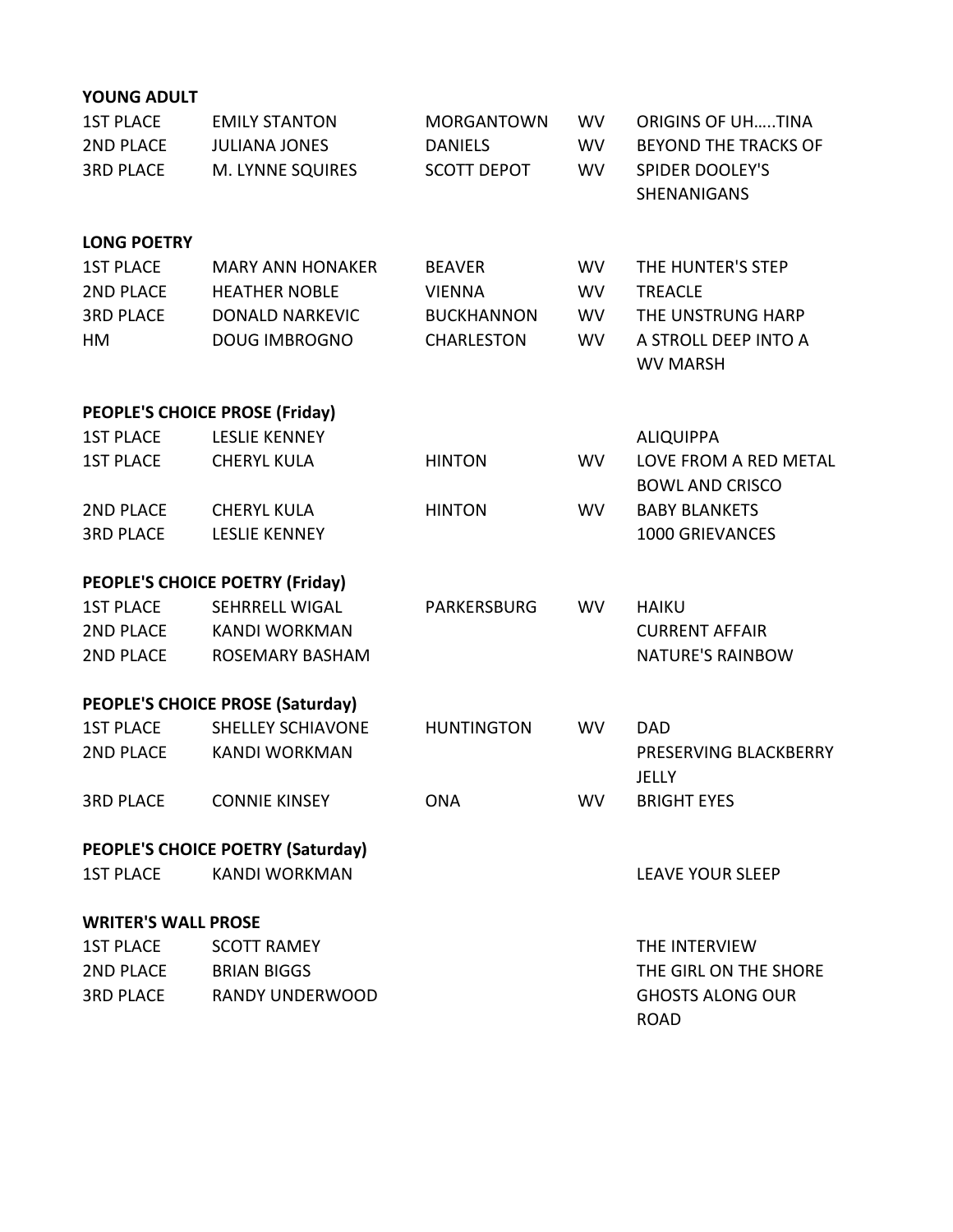**YOUNG ADULT**

| | | | | |
|---|---|---|---|---|
| 1ST PLACE | EMILY STANTON | MORGANTOWN | WV | ORIGINS OF UH.....TINA |
| 2ND PLACE | JULIANA JONES | DANIELS | WV | BEYOND THE TRACKS OF |
| 3RD PLACE | M. LYNNE SQUIRES | SCOTT DEPOT | WV | SPIDER DOOLEY'S SHENANIGANS |

**LONG POETRY**

| | | | | |
|---|---|---|---|---|
| 1ST PLACE | MARY ANN HONAKER | BEAVER | WV | THE HUNTER'S STEP |
| 2ND PLACE | HEATHER NOBLE | VIENNA | WV | TREACLE |
| 3RD PLACE | DONALD NARKEVIC | BUCKHANNON | WV | THE UNSTRUNG HARP |
| HM | DOUG IMBROGNO | CHARLESTON | WV | A STROLL DEEP INTO A WV MARSH |

**PEOPLE'S CHOICE PROSE (Friday)**

| | | | | |
|---|---|---|---|---|
| 1ST PLACE | LESLIE KENNEY | | | ALIQUIPPA |
| 1ST PLACE | CHERYL KULA | HINTON | WV | LOVE FROM A RED METAL BOWL AND CRISCO |
| 2ND PLACE | CHERYL KULA | HINTON | WV | BABY BLANKETS |
| 3RD PLACE | LESLIE KENNEY | | | 1000 GRIEVANCES |

**PEOPLE'S CHOICE POETRY (Friday)**

| | | | | |
|---|---|---|---|---|
| 1ST PLACE | SEHRRELL WIGAL | PARKERSBURG | WV | HAIKU |
| 2ND PLACE | KANDI WORKMAN | | | CURRENT AFFAIR |
| 2ND PLACE | ROSEMARY BASHAM | | | NATURE'S RAINBOW |

**PEOPLE'S CHOICE PROSE (Saturday)**

| | | | | |
|---|---|---|---|---|
| 1ST PLACE | SHELLEY SCHIAVONE | HUNTINGTON | WV | DAD |
| 2ND PLACE | KANDI WORKMAN | | | PRESERVING BLACKBERRY JELLY |
| 3RD PLACE | CONNIE KINSEY | ONA | WV | BRIGHT EYES |

**PEOPLE'S CHOICE POETRY (Saturday)**

| | | | | |
|---|---|---|---|---|
| 1ST PLACE | KANDI WORKMAN | | | LEAVE YOUR SLEEP |

**WRITER'S WALL PROSE**

| | | | | |
|---|---|---|---|---|
| 1ST PLACE | SCOTT RAMEY | | | THE INTERVIEW |
| 2ND PLACE | BRIAN BIGGS | | | THE GIRL ON THE SHORE |
| 3RD PLACE | RANDY UNDERWOOD | | | GHOSTS ALONG OUR ROAD |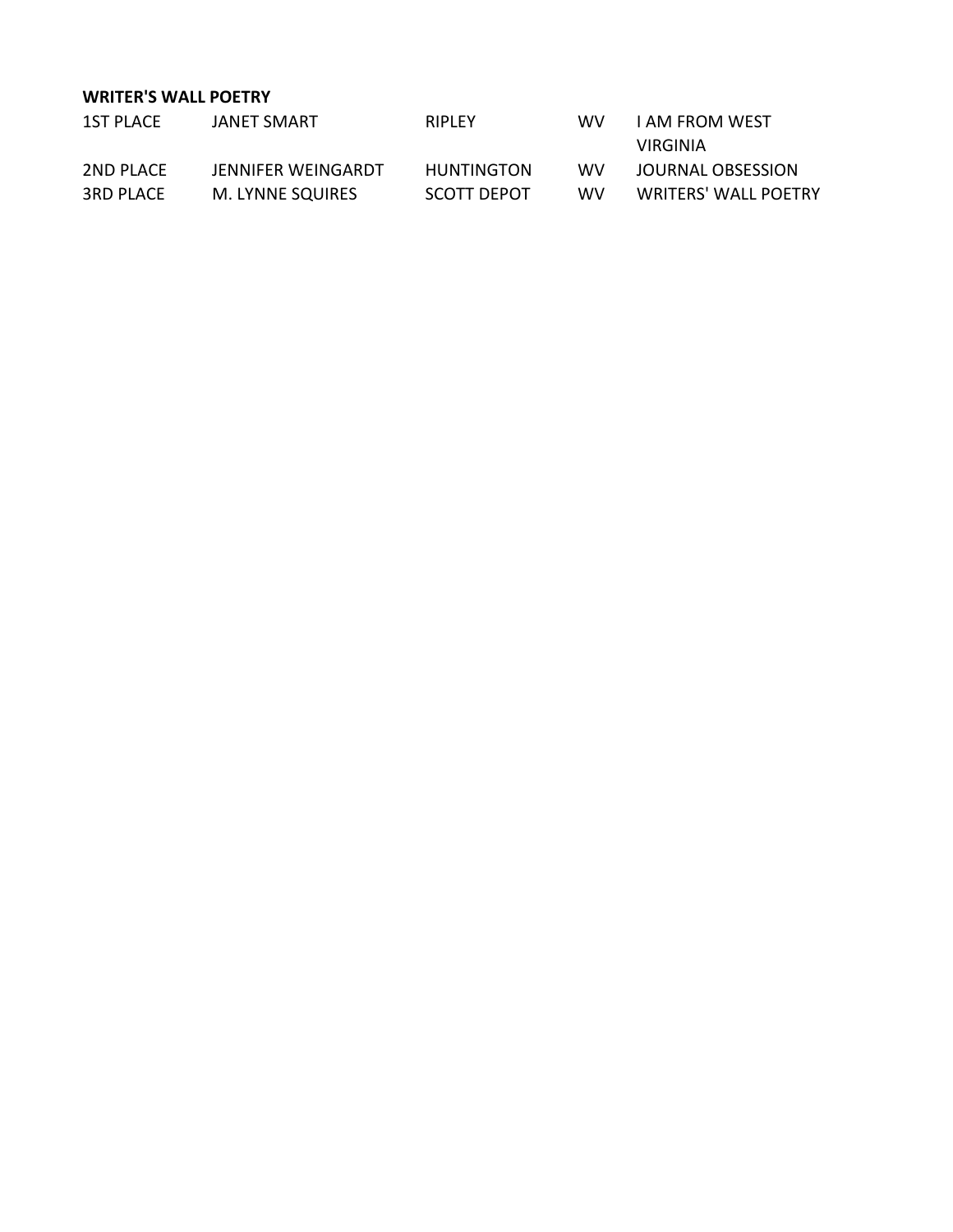**WRITER'S WALL POETRY**

| | | | | |
|---|---|---|---|---|
| 1ST PLACE | JANET SMART | RIPLEY | WV | I AM FROM WEST VIRGINIA |
| 2ND PLACE | JENNIFER WEINGARDT | HUNTINGTON | WV | JOURNAL OBSESSION |
| 3RD PLACE | M. LYNNE SQUIRES | SCOTT DEPOT | WV | WRITERS' WALL POETRY |